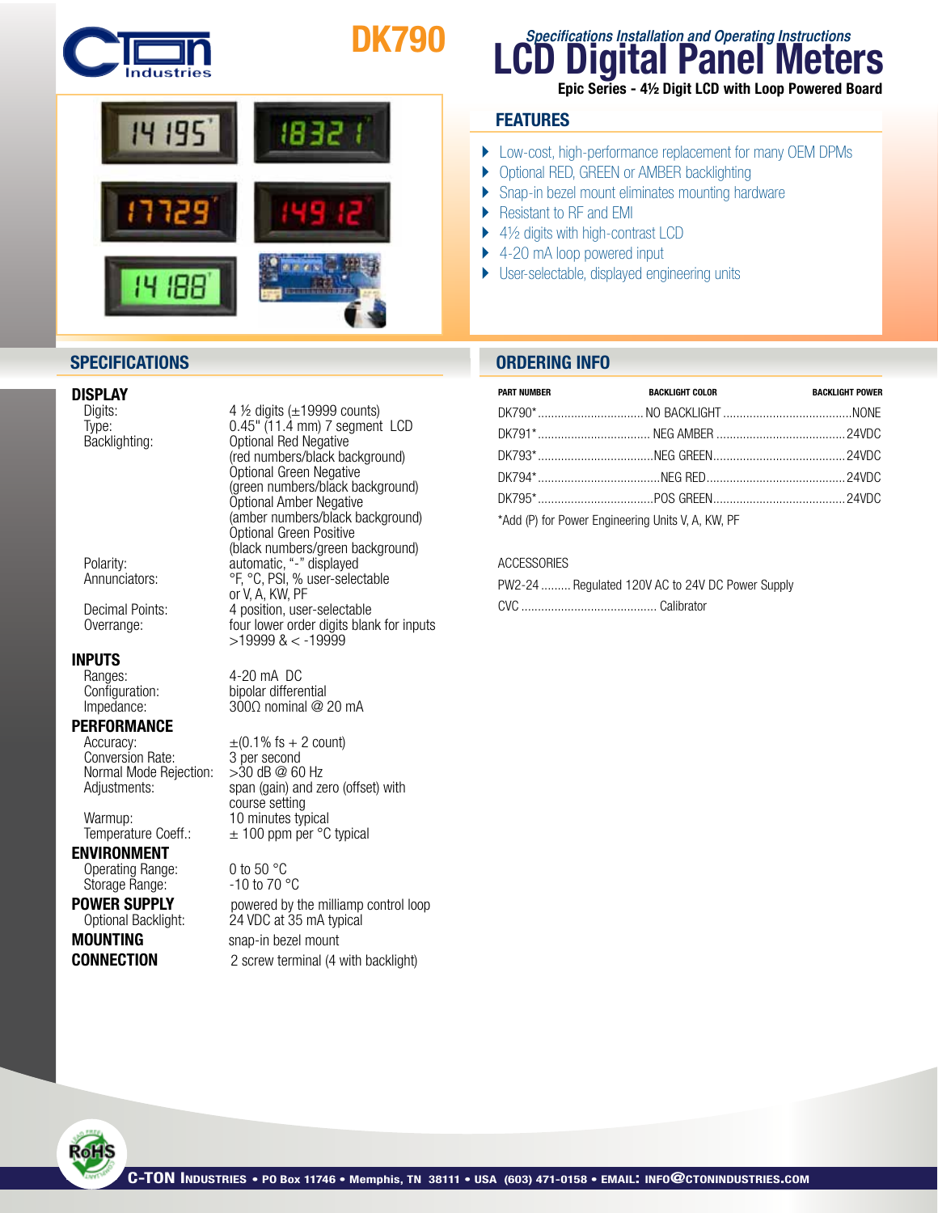# DK790

## LCD Digital Panel Meters

*Specifications Installation and Operating Instructions*

**Epic Series - 4½ Digit LCD with Loop Powered Board**

## FEATURES

- Low-cost, high-performance replacement for many OEM DPMs
- Optional RED, GREEN or AMBER backlighting
- Snap-in bezel mount eliminates mounting hardware
- Resistant to RF and EMI
- 4½ digits with high-contrast LCD
- 4-20 mA loop powered input
- User-selectable, displayed engineering units

## SPECIFICATIONS

### DISPLAY

| | |
|---|---|
| Digits: | 4 ½ digits (±19999 counts) |
| Type: | 0.45" (11.4 mm) 7 segment LCD |
| Backlighting: | Optional Red Negative (red numbers/black background) Optional Green Negative (green numbers/black background) Optional Amber Negative (amber numbers/black background) Optional Green Positive (black numbers/green background) |
| Polarity: | automatic, "-" displayed |
| Annunciators: | °F, °C, PSI, % user-selectable or V, A, KW, PF |
| Decimal Points: | 4 position, user-selectable |
| Overrange: | four lower order digits blank for inputs >19999 & < -19999 |

### INPUTS

| | |
|---|---|
| Ranges: | 4-20 mA DC |
| Configuration: | bipolar differential |
| Impedance: | 300Ω nominal @ 20 mA |

### PERFORMANCE

| | |
|---|---|
| Accuracy: | ±(0.1% fs + 2 count) |
| Conversion Rate: | 3 per second |
| Normal Mode Rejection: | >30 dB @ 60 Hz |
| Adjustments: | span (gain) and zero (offset) with course setting |
| Warmup: | 10 minutes typical |
| Temperature Coeff.: | ± 100 ppm per °C typical |

### ENVIRONMENT

| | |
|---|---|
| Operating Range: | 0 to 50 °C |
| Storage Range: | -10 to 70 °C |

### POWER SUPPLY

powered by the milliamp control loop

| | |
|---|---|
| Optional Backlight: | 24 VDC at 35 mA typical |

### MOUNTING

snap-in bezel mount

### CONNECTION

2 screw terminal (4 with backlight)

## ORDERING INFO

| PART NUMBER | BACKLIGHT COLOR | BACKLIGHT POWER |
|---|---|---|
| DK790* | NO BACKLIGHT | NONE |
| DK791* | NEG AMBER | 24VDC |
| DK793* | NEG GREEN | 24VDC |
| DK794* | NEG RED | 24VDC |
| DK795* | POS GREEN | 24VDC |

*Add (P) for Power Engineering Units V, A, KW, PF

ACCESSORIES

PW2-24 ......... Regulated 120V AC to 24V DC Power Supply

CVC ......................................... Calibrator

C-TON INDUSTRIES • PO Box 11746 • Memphis, TN 38111 • USA (603) 471-0158 • EMAIL: INFO@CTONINDUSTRIES.COM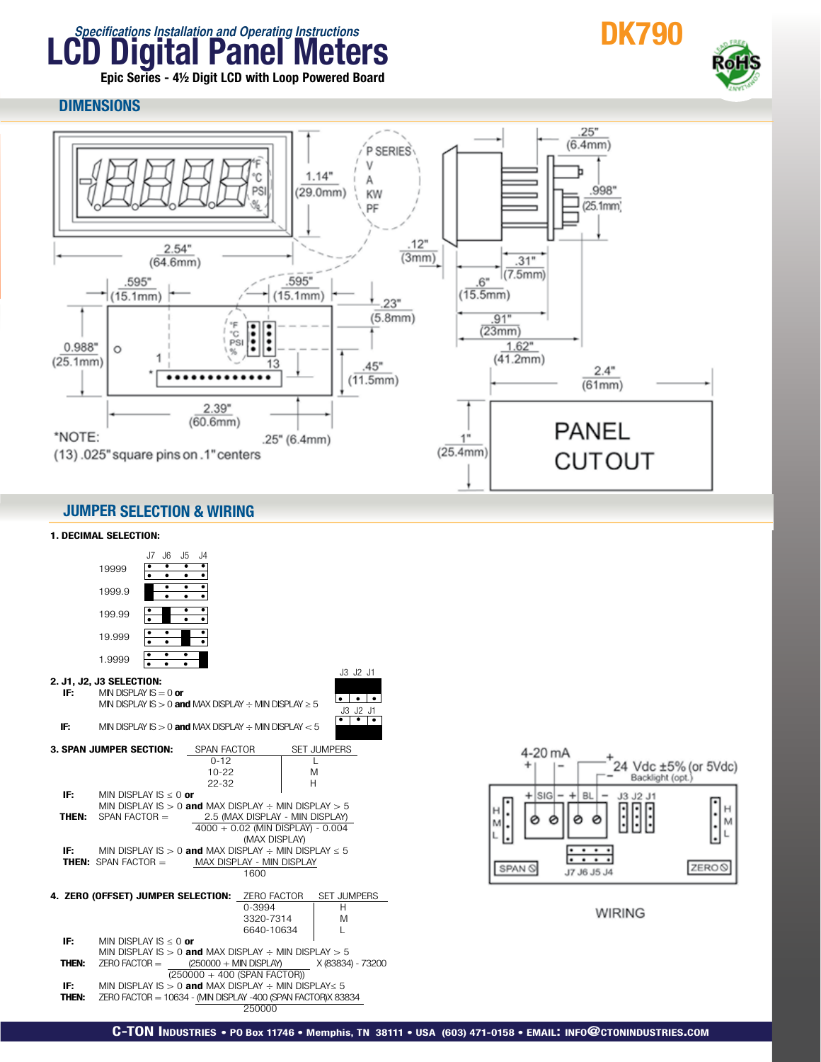*Specifications Installation and Operating Instructions*

# LCD Digital Panel Meters

**Epic Series - 4½ Digit LCD with Loop Powered Board**

**DK790**

## DIMENSIONS

P SERIES
V
A
KW
PF

1.14" (29.0mm)
2.54" (64.6mm)
.595" (15.1mm)
.595" (15.1mm)
.23" (5.8mm)
0.988" (25.1mm)
.45" (11.5mm)
2.39" (60.6mm)
.25" (6.4mm)
.12" (3mm)
.25" (6.4mm)
.998" (25.1mm)
.31" (7.5mm)
.6" (15.5mm)
.91" (23mm)
1.62" (41.2mm)
2.4" (61mm)
1" (25.4mm)

PANEL CUTOUT

*NOTE:
(13) .025" square pins on .1" centers

## JUMPER SELECTION & WIRING

**1. DECIMAL SELECTION:**

J7 J6 J5 J4

19999
1999.9
199.99
19.999
1.9999

**2. J1, J2, J3 SELECTION:**

**IF:** MIN DISPLAY IS = 0 **or**
MIN DISPLAY IS > 0 **and** MAX DISPLAY ÷ MIN DISPLAY ≥ 5 — J3 J2 J1

**IF:** MIN DISPLAY IS > 0 **and** MAX DISPLAY ÷ MIN DISPLAY < 5 — J3 J2 J1

**3. SPAN JUMPER SECTION:**

| SPAN FACTOR | SET JUMPERS |
|---|---|
| 0-12 | L |
| 10-22 | M |
| 22-32 | H |

**IF:** MIN DISPLAY IS ≤ 0 **or**
MIN DISPLAY IS > 0 **and** MAX DISPLAY ÷ MIN DISPLAY > 5
**THEN:** SPAN FACTOR = $\frac{2.5\ (\text{MAX DISPLAY} - \text{MIN DISPLAY})}{4000 + 0.02\ (\text{MIN DISPLAY}) - 0.004\ (\text{MAX DISPLAY})}$

**IF:** MIN DISPLAY IS > 0 **and** MAX DISPLAY ÷ MIN DISPLAY ≤ 5
**THEN:** SPAN FACTOR = $\frac{\text{MAX DISPLAY} - \text{MIN DISPLAY}}{1600}$

**4. ZERO (OFFSET) JUMPER SELECTION:**

| ZERO FACTOR | SET JUMPERS |
|---|---|
| 0-3994 | H |
| 3320-7314 | M |
| 6640-10634 | L |

**IF:** MIN DISPLAY IS ≤ 0 **or**
MIN DISPLAY IS > 0 **and** MAX DISPLAY ÷ MIN DISPLAY > 5
**THEN:** ZERO FACTOR = $\frac{(250000 + \text{MIN DISPLAY})}{(250000 + 400\ (\text{SPAN FACTOR}))} \times (83834) - 73200$

**IF:** MIN DISPLAY IS > 0 **and** MAX DISPLAY ÷ MIN DISPLAY ≤ 5
**THEN:** ZERO FACTOR = $10634 - \frac{(\text{MIN DISPLAY} - 400\ (\text{SPAN FACTOR}))\text{X } 83834}{250000}$

4-20 mA
24 Vdc ±5% (or 5Vdc)
Backlight (opt.)
+ SIG − + BL −
J3 J2 J1
H M L
SPAN
J7 J6 J5 J4
ZERO

WIRING

**C-TON INDUSTRIES • PO Box 11746 • Memphis, TN 38111 • USA (603) 471-0158 • EMAIL: INFO@CTONINDUSTRIES.COM**